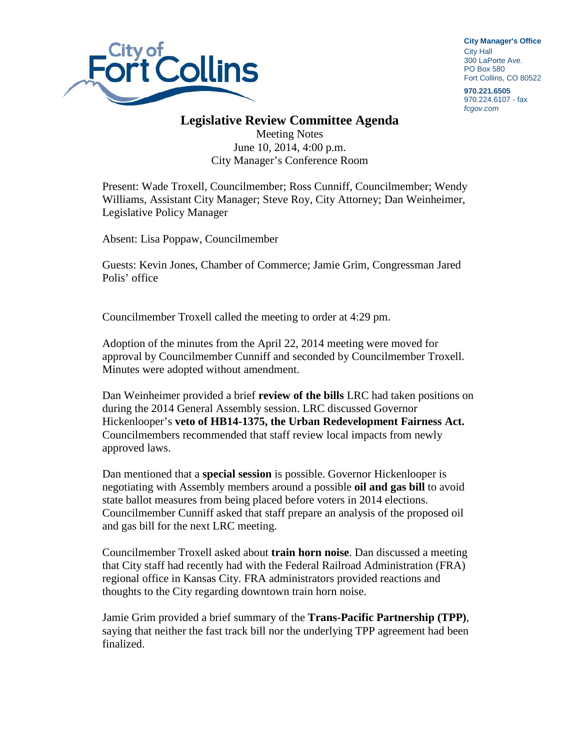City of Fort Collins

**City Manager's Office**
City Hall
300 LaPorte Ave.
PO Box 580
Fort Collins, CO 80522

**970.221.6505**
970.224.6107 - fax
*fcgov.com*

# Legislative Review Committee Agenda

Meeting Notes
June 10, 2014, 4:00 p.m.
City Manager's Conference Room

Present: Wade Troxell, Councilmember; Ross Cunniff, Councilmember; Wendy Williams, Assistant City Manager; Steve Roy, City Attorney; Dan Weinheimer, Legislative Policy Manager

Absent: Lisa Poppaw, Councilmember

Guests: Kevin Jones, Chamber of Commerce; Jamie Grim, Congressman Jared Polis' office

Councilmember Troxell called the meeting to order at 4:29 pm.

Adoption of the minutes from the April 22, 2014 meeting were moved for approval by Councilmember Cunniff and seconded by Councilmember Troxell. Minutes were adopted without amendment.

Dan Weinheimer provided a brief **review of the bills** LRC had taken positions on during the 2014 General Assembly session. LRC discussed Governor Hickenlooper's **veto of HB14-1375, the Urban Redevelopment Fairness Act.** Councilmembers recommended that staff review local impacts from newly approved laws.

Dan mentioned that a **special session** is possible. Governor Hickenlooper is negotiating with Assembly members around a possible **oil and gas bill** to avoid state ballot measures from being placed before voters in 2014 elections. Councilmember Cunniff asked that staff prepare an analysis of the proposed oil and gas bill for the next LRC meeting.

Councilmember Troxell asked about **train horn noise**. Dan discussed a meeting that City staff had recently had with the Federal Railroad Administration (FRA) regional office in Kansas City. FRA administrators provided reactions and thoughts to the City regarding downtown train horn noise.

Jamie Grim provided a brief summary of the **Trans-Pacific Partnership (TPP)**, saying that neither the fast track bill nor the underlying TPP agreement had been finalized.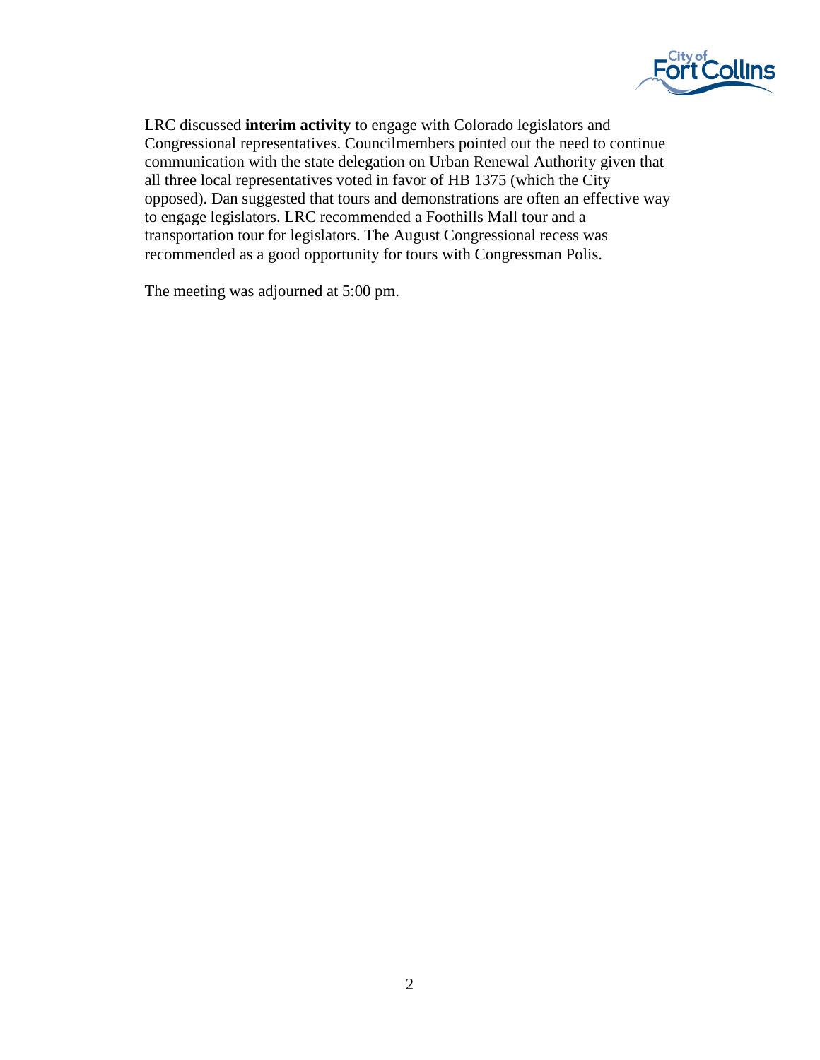LRC discussed **interim activity** to engage with Colorado legislators and Congressional representatives. Councilmembers pointed out the need to continue communication with the state delegation on Urban Renewal Authority given that all three local representatives voted in favor of HB 1375 (which the City opposed). Dan suggested that tours and demonstrations are often an effective way to engage legislators. LRC recommended a Foothills Mall tour and a transportation tour for legislators. The August Congressional recess was recommended as a good opportunity for tours with Congressman Polis.

The meeting was adjourned at 5:00 pm.